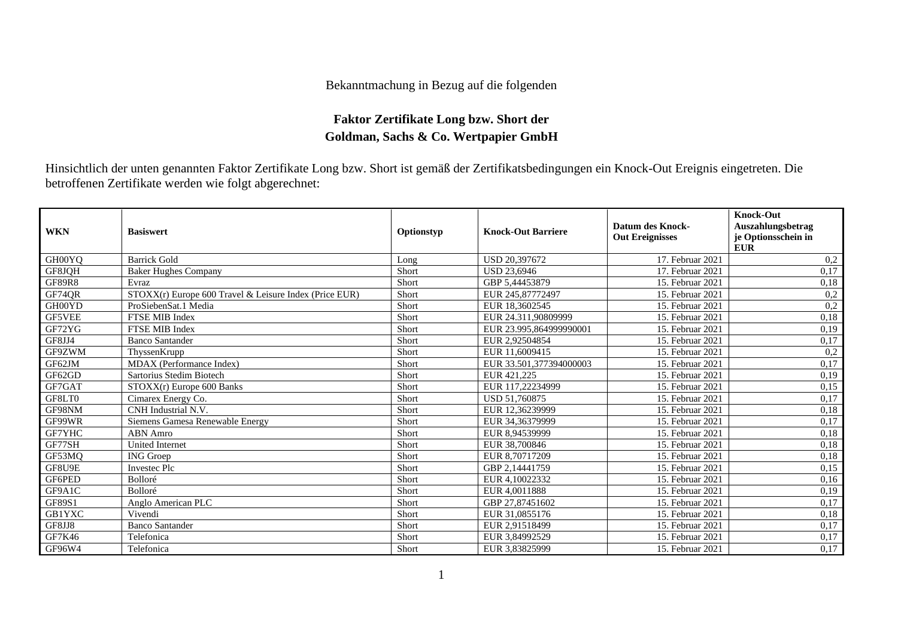Bekanntmachung in Bezug auf die folgenden

# Faktor Zertifikate Long bzw. Short der Goldman, Sachs & Co. Wertpapier GmbH

Hinsichtlich der unten genannten Faktor Zertifikate Long bzw. Short ist gemäß der Zertifikatsbedingungen ein Knock-Out Ereignis eingetreten. Die betroffenen Zertifikate werden wie folgt abgerechnet:

| WKN | Basiswert | Optionstyp | Knock-Out Barriere | Datum des Knock-Out Ereignisses | Knock-Out Auszahlungsbetrag je Optionsschein in EUR |
|---|---|---|---|---|---|
| GH00YQ | Barrick Gold | Long | USD 20,397672 | 17. Februar 2021 | 0,2 |
| GF8JQH | Baker Hughes Company | Short | USD 23,6946 | 17. Februar 2021 | 0,17 |
| GF89R8 | Evraz | Short | GBP 5,44453879 | 15. Februar 2021 | 0,18 |
| GF74QR | STOXX(r) Europe 600 Travel & Leisure Index (Price EUR) | Short | EUR 245,87772497 | 15. Februar 2021 | 0,2 |
| GH00YD | ProSiebenSat.1 Media | Short | EUR 18,3602545 | 15. Februar 2021 | 0,2 |
| GF5VEE | FTSE MIB Index | Short | EUR 24.311,90809999 | 15. Februar 2021 | 0,18 |
| GF72YG | FTSE MIB Index | Short | EUR 23.995,864999990001 | 15. Februar 2021 | 0,19 |
| GF8JJ4 | Banco Santander | Short | EUR 2,92504854 | 15. Februar 2021 | 0,17 |
| GF9ZWM | ThyssenKrupp | Short | EUR 11,6009415 | 15. Februar 2021 | 0,2 |
| GF62JM | MDAX (Performance Index) | Short | EUR 33.501,377394000003 | 15. Februar 2021 | 0,17 |
| GF62GD | Sartorius Stedim Biotech | Short | EUR 421,225 | 15. Februar 2021 | 0,19 |
| GF7GAT | STOXX(r) Europe 600 Banks | Short | EUR 117,22234999 | 15. Februar 2021 | 0,15 |
| GF8LT0 | Cimarex Energy Co. | Short | USD 51,760875 | 15. Februar 2021 | 0,17 |
| GF98NM | CNH Industrial N.V. | Short | EUR 12,36239999 | 15. Februar 2021 | 0,18 |
| GF99WR | Siemens Gamesa Renewable Energy | Short | EUR 34,36379999 | 15. Februar 2021 | 0,17 |
| GF7YHC | ABN Amro | Short | EUR 8,94539999 | 15. Februar 2021 | 0,18 |
| GF77SH | United Internet | Short | EUR 38,700846 | 15. Februar 2021 | 0,18 |
| GF53MQ | ING Groep | Short | EUR 8,70717209 | 15. Februar 2021 | 0,18 |
| GF8U9E | Investec Plc | Short | GBP 2,14441759 | 15. Februar 2021 | 0,15 |
| GF6PED | Bolloré | Short | EUR 4,10022332 | 15. Februar 2021 | 0,16 |
| GF9A1C | Bolloré | Short | EUR 4,0011888 | 15. Februar 2021 | 0,19 |
| GF89S1 | Anglo American PLC | Short | GBP 27,87451602 | 15. Februar 2021 | 0,17 |
| GB1YXC | Vivendi | Short | EUR 31,0855176 | 15. Februar 2021 | 0,18 |
| GF8JJ8 | Banco Santander | Short | EUR 2,91518499 | 15. Februar 2021 | 0,17 |
| GF7K46 | Telefonica | Short | EUR 3,84992529 | 15. Februar 2021 | 0,17 |
| GF96W4 | Telefonica | Short | EUR 3,83825999 | 15. Februar 2021 | 0,17 |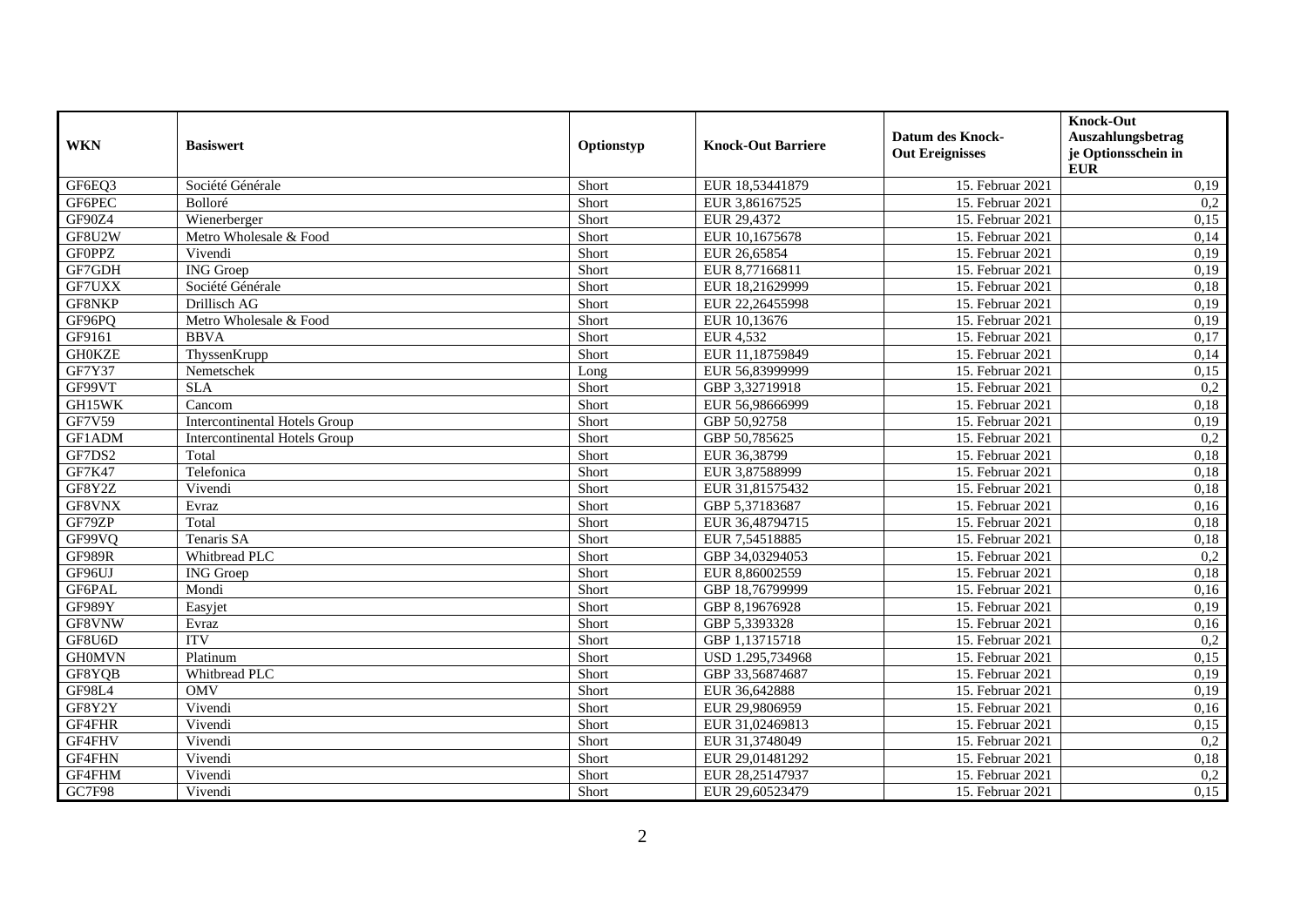| WKN | Basiswert | Optionstyp | Knock-Out Barriere | Datum des Knock-Out Ereignisses | Knock-Out Auszahlungsbetrag je Optionsschein in EUR |
|---|---|---|---|---|---|
| GF6EQ3 | Société Générale | Short | EUR 18,53441879 | 15. Februar 2021 | 0,19 |
| GF6PEC | Bolloré | Short | EUR 3,86167525 | 15. Februar 2021 | 0,2 |
| GF90Z4 | Wienerberger | Short | EUR 29,4372 | 15. Februar 2021 | 0,15 |
| GF8U2W | Metro Wholesale & Food | Short | EUR 10,1675678 | 15. Februar 2021 | 0,14 |
| GF0PPZ | Vivendi | Short | EUR 26,65854 | 15. Februar 2021 | 0,19 |
| GF7GDH | ING Groep | Short | EUR 8,77166811 | 15. Februar 2021 | 0,19 |
| GF7UXX | Société Générale | Short | EUR 18,21629999 | 15. Februar 2021 | 0,18 |
| GF8NKP | Drillisch AG | Short | EUR 22,26455998 | 15. Februar 2021 | 0,19 |
| GF96PQ | Metro Wholesale & Food | Short | EUR 10,13676 | 15. Februar 2021 | 0,19 |
| GF9161 | BBVA | Short | EUR 4,532 | 15. Februar 2021 | 0,17 |
| GH0KZE | ThyssenKrupp | Short | EUR 11,18759849 | 15. Februar 2021 | 0,14 |
| GF7Y37 | Nemetschek | Long | EUR 56,83999999 | 15. Februar 2021 | 0,15 |
| GF99VT | SLA | Short | GBP 3,32719918 | 15. Februar 2021 | 0,2 |
| GH15WK | Cancom | Short | EUR 56,98666999 | 15. Februar 2021 | 0,18 |
| GF7V59 | Intercontinental Hotels Group | Short | GBP 50,92758 | 15. Februar 2021 | 0,19 |
| GF1ADM | Intercontinental Hotels Group | Short | GBP 50,785625 | 15. Februar 2021 | 0,2 |
| GF7DS2 | Total | Short | EUR 36,38799 | 15. Februar 2021 | 0,18 |
| GF7K47 | Telefonica | Short | EUR 3,87588999 | 15. Februar 2021 | 0,18 |
| GF8Y2Z | Vivendi | Short | EUR 31,81575432 | 15. Februar 2021 | 0,18 |
| GF8VNX | Evraz | Short | GBP 5,37183687 | 15. Februar 2021 | 0,16 |
| GF79ZP | Total | Short | EUR 36,48794715 | 15. Februar 2021 | 0,18 |
| GF99VQ | Tenaris SA | Short | EUR 7,54518885 | 15. Februar 2021 | 0,18 |
| GF989R | Whitbread PLC | Short | GBP 34,03294053 | 15. Februar 2021 | 0,2 |
| GF96UJ | ING Groep | Short | EUR 8,86002559 | 15. Februar 2021 | 0,18 |
| GF6PAL | Mondi | Short | GBP 18,76799999 | 15. Februar 2021 | 0,16 |
| GF989Y | Easyjet | Short | GBP 8,19676928 | 15. Februar 2021 | 0,19 |
| GF8VNW | Evraz | Short | GBP 5,3393328 | 15. Februar 2021 | 0,16 |
| GF8U6D | ITV | Short | GBP 1,13715718 | 15. Februar 2021 | 0,2 |
| GH0MVN | Platinum | Short | USD 1.295,734968 | 15. Februar 2021 | 0,15 |
| GF8YQB | Whitbread PLC | Short | GBP 33,56874687 | 15. Februar 2021 | 0,19 |
| GF98L4 | OMV | Short | EUR 36,642888 | 15. Februar 2021 | 0,19 |
| GF8Y2Y | Vivendi | Short | EUR 29,9806959 | 15. Februar 2021 | 0,16 |
| GF4FHR | Vivendi | Short | EUR 31,02469813 | 15. Februar 2021 | 0,15 |
| GF4FHV | Vivendi | Short | EUR 31,3748049 | 15. Februar 2021 | 0,2 |
| GF4FHN | Vivendi | Short | EUR 29,01481292 | 15. Februar 2021 | 0,18 |
| GF4FHM | Vivendi | Short | EUR 28,25147937 | 15. Februar 2021 | 0,2 |
| GC7F98 | Vivendi | Short | EUR 29,60523479 | 15. Februar 2021 | 0,15 |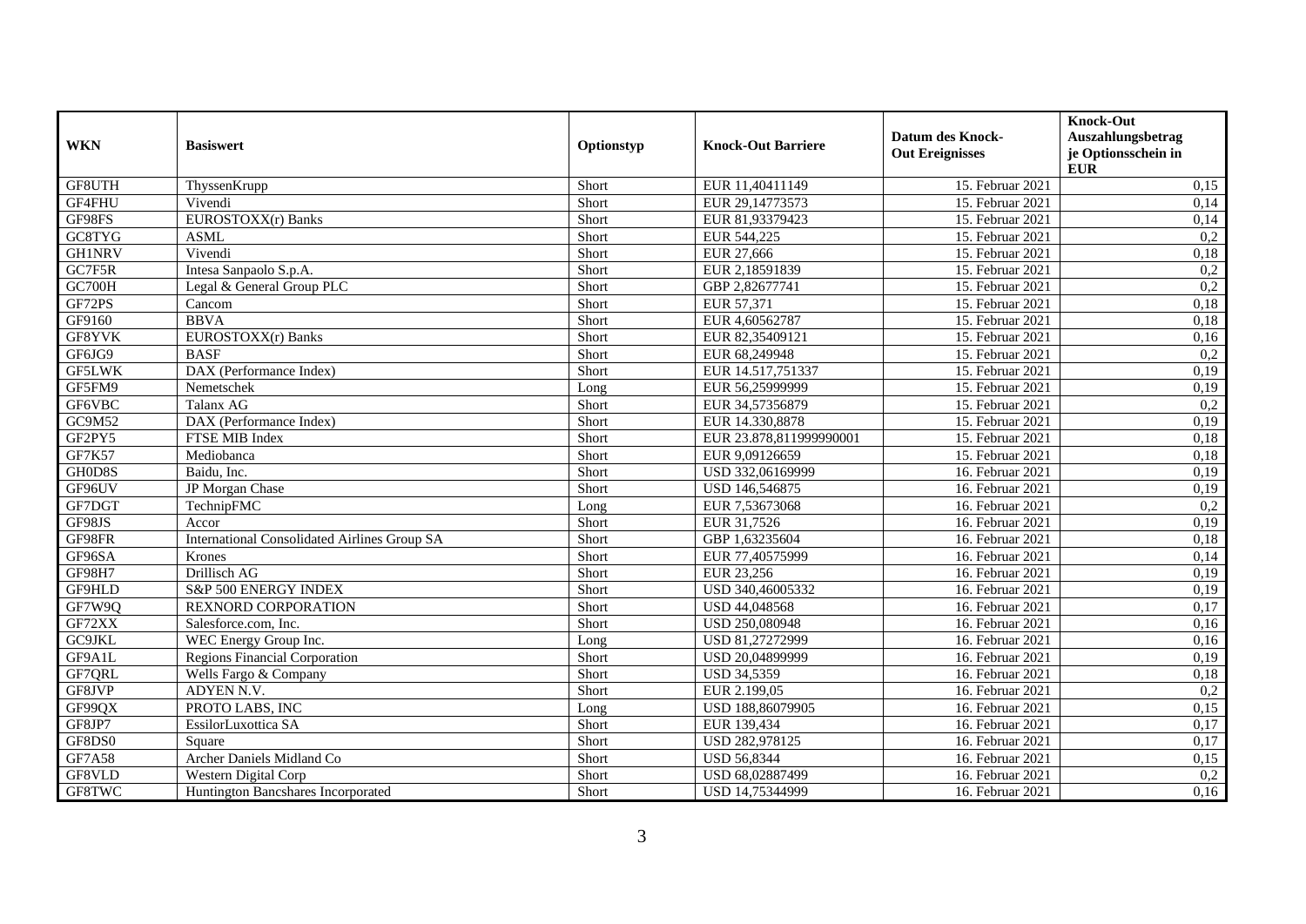| WKN | Basiswert | Optionstyp | Knock-Out Barriere | Datum des Knock-Out Ereignisses | Knock-Out Auszahlungsbetrag je Optionsschein in EUR |
|---|---|---|---|---|---|
| GF8UTH | ThyssenKrupp | Short | EUR 11,40411149 | 15. Februar 2021 | 0,15 |
| GF4FHU | Vivendi | Short | EUR 29,14773573 | 15. Februar 2021 | 0,14 |
| GF98FS | EUROSTOXX(r) Banks | Short | EUR 81,93379423 | 15. Februar 2021 | 0,14 |
| GC8TYG | ASML | Short | EUR 544,225 | 15. Februar 2021 | 0,2 |
| GH1NRV | Vivendi | Short | EUR 27,666 | 15. Februar 2021 | 0,18 |
| GC7F5R | Intesa Sanpaolo S.p.A. | Short | EUR 2,18591839 | 15. Februar 2021 | 0,2 |
| GC700H | Legal & General Group PLC | Short | GBP 2,82677741 | 15. Februar 2021 | 0,2 |
| GF72PS | Cancom | Short | EUR 57,371 | 15. Februar 2021 | 0,18 |
| GF9160 | BBVA | Short | EUR 4,60562787 | 15. Februar 2021 | 0,18 |
| GF8YVK | EUROSTOXX(r) Banks | Short | EUR 82,35409121 | 15. Februar 2021 | 0,16 |
| GF6JG9 | BASF | Short | EUR 68,249948 | 15. Februar 2021 | 0,2 |
| GF5LWK | DAX (Performance Index) | Short | EUR 14.517,751337 | 15. Februar 2021 | 0,19 |
| GF5FM9 | Nemetschek | Long | EUR 56,25999999 | 15. Februar 2021 | 0,19 |
| GF6VBC | Talanx AG | Short | EUR 34,57356879 | 15. Februar 2021 | 0,2 |
| GC9M52 | DAX (Performance Index) | Short | EUR 14.330,8878 | 15. Februar 2021 | 0,19 |
| GF2PY5 | FTSE MIB Index | Short | EUR 23.878,811999990001 | 15. Februar 2021 | 0,18 |
| GF7K57 | Mediobanca | Short | EUR 9,09126659 | 15. Februar 2021 | 0,18 |
| GH0D8S | Baidu, Inc. | Short | USD 332,06169999 | 16. Februar 2021 | 0,19 |
| GF96UV | JP Morgan Chase | Short | USD 146,546875 | 16. Februar 2021 | 0,19 |
| GF7DGT | TechnipFMC | Long | EUR 7,53673068 | 16. Februar 2021 | 0,2 |
| GF98JS | Accor | Short | EUR 31,7526 | 16. Februar 2021 | 0,19 |
| GF98FR | International Consolidated Airlines Group SA | Short | GBP 1,63235604 | 16. Februar 2021 | 0,18 |
| GF96SA | Krones | Short | EUR 77,40575999 | 16. Februar 2021 | 0,14 |
| GF98H7 | Drillisch AG | Short | EUR 23,256 | 16. Februar 2021 | 0,19 |
| GF9HLD | S&P 500 ENERGY INDEX | Short | USD 340,46005332 | 16. Februar 2021 | 0,19 |
| GF7W9Q | REXNORD CORPORATION | Short | USD 44,048568 | 16. Februar 2021 | 0,17 |
| GF72XX | Salesforce.com, Inc. | Short | USD 250,080948 | 16. Februar 2021 | 0,16 |
| GC9JKL | WEC Energy Group Inc. | Long | USD 81,27272999 | 16. Februar 2021 | 0,16 |
| GF9A1L | Regions Financial Corporation | Short | USD 20,04899999 | 16. Februar 2021 | 0,19 |
| GF7QRL | Wells Fargo & Company | Short | USD 34,5359 | 16. Februar 2021 | 0,18 |
| GF8JVP | ADYEN N.V. | Short | EUR 2.199,05 | 16. Februar 2021 | 0,2 |
| GF99QX | PROTO LABS, INC | Long | USD 188,86079905 | 16. Februar 2021 | 0,15 |
| GF8JP7 | EssilorLuxottica SA | Short | EUR 139,434 | 16. Februar 2021 | 0,17 |
| GF8DS0 | Square | Short | USD 282,978125 | 16. Februar 2021 | 0,17 |
| GF7A58 | Archer Daniels Midland Co | Short | USD 56,8344 | 16. Februar 2021 | 0,15 |
| GF8VLD | Western Digital Corp | Short | USD 68,02887499 | 16. Februar 2021 | 0,2 |
| GF8TWC | Huntington Bancshares Incorporated | Short | USD 14,75344999 | 16. Februar 2021 | 0,16 |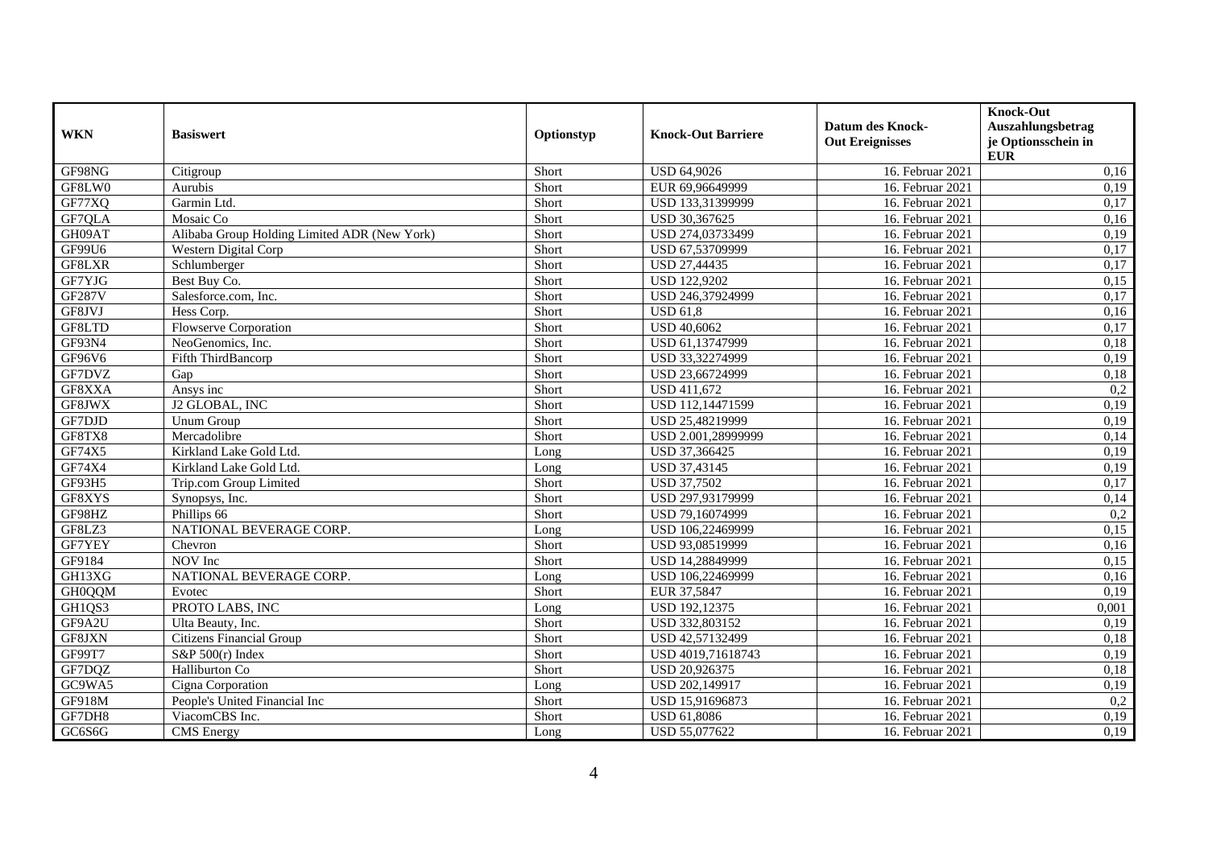| WKN | Basiswert | Optionstyp | Knock-Out Barriere | Datum des Knock-Out Ereignisses | Knock-Out Auszahlungsbetrag je Optionsschein in EUR |
|---|---|---|---|---|---|
| GF98NG | Citigroup | Short | USD 64,9026 | 16. Februar 2021 | 0,16 |
| GF8LW0 | Aurubis | Short | EUR 69,96649999 | 16. Februar 2021 | 0,19 |
| GF77XQ | Garmin Ltd. | Short | USD 133,31399999 | 16. Februar 2021 | 0,17 |
| GF7QLA | Mosaic Co | Short | USD 30,367625 | 16. Februar 2021 | 0,16 |
| GH09AT | Alibaba Group Holding Limited ADR (New York) | Short | USD 274,03733499 | 16. Februar 2021 | 0,19 |
| GF99U6 | Western Digital Corp | Short | USD 67,53709999 | 16. Februar 2021 | 0,17 |
| GF8LXR | Schlumberger | Short | USD 27,44435 | 16. Februar 2021 | 0,17 |
| GF7YJG | Best Buy Co. | Short | USD 122,9202 | 16. Februar 2021 | 0,15 |
| GF287V | Salesforce.com, Inc. | Short | USD 246,37924999 | 16. Februar 2021 | 0,17 |
| GF8JVJ | Hess Corp. | Short | USD 61,8 | 16. Februar 2021 | 0,16 |
| GF8LTD | Flowserve Corporation | Short | USD 40,6062 | 16. Februar 2021 | 0,17 |
| GF93N4 | NeoGenomics, Inc. | Short | USD 61,13747999 | 16. Februar 2021 | 0,18 |
| GF96V6 | Fifth ThirdBancorp | Short | USD 33,32274999 | 16. Februar 2021 | 0,19 |
| GF7DVZ | Gap | Short | USD 23,66724999 | 16. Februar 2021 | 0,18 |
| GF8XXA | Ansys inc | Short | USD 411,672 | 16. Februar 2021 | 0,2 |
| GF8JWX | J2 GLOBAL, INC | Short | USD 112,14471599 | 16. Februar 2021 | 0,19 |
| GF7DJD | Unum Group | Short | USD 25,48219999 | 16. Februar 2021 | 0,19 |
| GF8TX8 | Mercadolibre | Short | USD 2.001,28999999 | 16. Februar 2021 | 0,14 |
| GF74X5 | Kirkland Lake Gold Ltd. | Long | USD 37,366425 | 16. Februar 2021 | 0,19 |
| GF74X4 | Kirkland Lake Gold Ltd. | Long | USD 37,43145 | 16. Februar 2021 | 0,19 |
| GF93H5 | Trip.com Group Limited | Short | USD 37,7502 | 16. Februar 2021 | 0,17 |
| GF8XYS | Synopsys, Inc. | Short | USD 297,93179999 | 16. Februar 2021 | 0,14 |
| GF98HZ | Phillips 66 | Short | USD 79,16074999 | 16. Februar 2021 | 0,2 |
| GF8LZ3 | NATIONAL BEVERAGE CORP. | Long | USD 106,22469999 | 16. Februar 2021 | 0,15 |
| GF7YEY | Chevron | Short | USD 93,08519999 | 16. Februar 2021 | 0,16 |
| GF9184 | NOV Inc | Short | USD 14,28849999 | 16. Februar 2021 | 0,15 |
| GH13XG | NATIONAL BEVERAGE CORP. | Long | USD 106,22469999 | 16. Februar 2021 | 0,16 |
| GH0QQM | Evotec | Short | EUR 37,5847 | 16. Februar 2021 | 0,19 |
| GH1QS3 | PROTO LABS, INC | Long | USD 192,12375 | 16. Februar 2021 | 0,001 |
| GF9A2U | Ulta Beauty, Inc. | Short | USD 332,803152 | 16. Februar 2021 | 0,19 |
| GF8JXN | Citizens Financial Group | Short | USD 42,57132499 | 16. Februar 2021 | 0,18 |
| GF99T7 | S&P 500(r) Index | Short | USD 4019,71618743 | 16. Februar 2021 | 0,19 |
| GF7DQZ | Halliburton Co | Short | USD 20,926375 | 16. Februar 2021 | 0,18 |
| GC9WA5 | Cigna Corporation | Long | USD 202,149917 | 16. Februar 2021 | 0,19 |
| GF918M | People's United Financial Inc | Short | USD 15,91696873 | 16. Februar 2021 | 0,2 |
| GF7DH8 | ViacomCBS Inc. | Short | USD 61,8086 | 16. Februar 2021 | 0,19 |
| GC6S6G | CMS Energy | Long | USD 55,077622 | 16. Februar 2021 | 0,19 |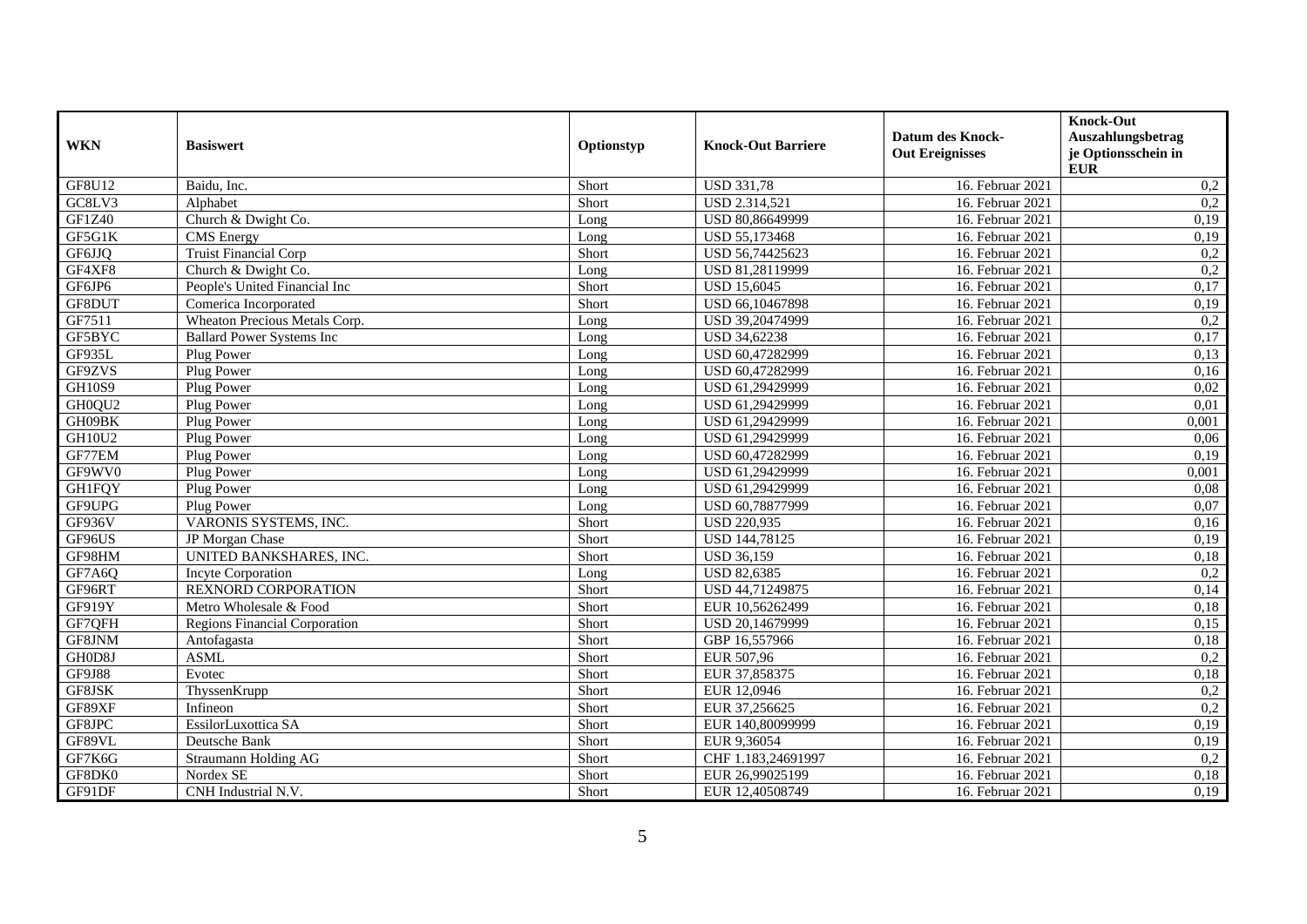| WKN | Basiswert | Optionstyp | Knock-Out Barriere | Datum des Knock-Out Ereignisses | Knock-Out Auszahlungsbetrag je Optionsschein in EUR |
|---|---|---|---|---|---|
| GF8U12 | Baidu, Inc. | Short | USD 331,78 | 16. Februar 2021 | 0,2 |
| GC8LV3 | Alphabet | Short | USD 2.314,521 | 16. Februar 2021 | 0,2 |
| GF1Z40 | Church & Dwight Co. | Long | USD 80,86649999 | 16. Februar 2021 | 0,19 |
| GF5G1K | CMS Energy | Long | USD 55,173468 | 16. Februar 2021 | 0,19 |
| GF6JJQ | Truist Financial Corp | Short | USD 56,74425623 | 16. Februar 2021 | 0,2 |
| GF4XF8 | Church & Dwight Co. | Long | USD 81,28119999 | 16. Februar 2021 | 0,2 |
| GF6JP6 | People's United Financial Inc | Short | USD 15,6045 | 16. Februar 2021 | 0,17 |
| GF8DUT | Comerica Incorporated | Short | USD 66,10467898 | 16. Februar 2021 | 0,19 |
| GF7511 | Wheaton Precious Metals Corp. | Long | USD 39,20474999 | 16. Februar 2021 | 0,2 |
| GF5BYC | Ballard Power Systems Inc | Long | USD 34,62238 | 16. Februar 2021 | 0,17 |
| GF935L | Plug Power | Long | USD 60,47282999 | 16. Februar 2021 | 0,13 |
| GF9ZVS | Plug Power | Long | USD 60,47282999 | 16. Februar 2021 | 0,16 |
| GH10S9 | Plug Power | Long | USD 61,29429999 | 16. Februar 2021 | 0,02 |
| GH0QU2 | Plug Power | Long | USD 61,29429999 | 16. Februar 2021 | 0,01 |
| GH09BK | Plug Power | Long | USD 61,29429999 | 16. Februar 2021 | 0,001 |
| GH10U2 | Plug Power | Long | USD 61,29429999 | 16. Februar 2021 | 0,06 |
| GF77EM | Plug Power | Long | USD 60,47282999 | 16. Februar 2021 | 0,19 |
| GF9WV0 | Plug Power | Long | USD 61,29429999 | 16. Februar 2021 | 0,001 |
| GH1FQY | Plug Power | Long | USD 61,29429999 | 16. Februar 2021 | 0,08 |
| GF9UPG | Plug Power | Long | USD 60,78877999 | 16. Februar 2021 | 0,07 |
| GF936V | VARONIS SYSTEMS, INC. | Short | USD 220,935 | 16. Februar 2021 | 0,16 |
| GF96US | JP Morgan Chase | Short | USD 144,78125 | 16. Februar 2021 | 0,19 |
| GF98HM | UNITED BANKSHARES, INC. | Short | USD 36,159 | 16. Februar 2021 | 0,18 |
| GF7A6Q | Incyte Corporation | Long | USD 82,6385 | 16. Februar 2021 | 0,2 |
| GF96RT | REXNORD CORPORATION | Short | USD 44,71249875 | 16. Februar 2021 | 0,14 |
| GF919Y | Metro Wholesale & Food | Short | EUR 10,56262499 | 16. Februar 2021 | 0,18 |
| GF7QFH | Regions Financial Corporation | Short | USD 20,14679999 | 16. Februar 2021 | 0,15 |
| GF8JNM | Antofagasta | Short | GBP 16,557966 | 16. Februar 2021 | 0,18 |
| GH0D8J | ASML | Short | EUR 507,96 | 16. Februar 2021 | 0,2 |
| GF9J88 | Evotec | Short | EUR 37,858375 | 16. Februar 2021 | 0,18 |
| GF8JSK | ThyssenKrupp | Short | EUR 12,0946 | 16. Februar 2021 | 0,2 |
| GF89XF | Infineon | Short | EUR 37,256625 | 16. Februar 2021 | 0,2 |
| GF8JPC | EssilorLuxottica SA | Short | EUR 140,80099999 | 16. Februar 2021 | 0,19 |
| GF89VL | Deutsche Bank | Short | EUR 9,36054 | 16. Februar 2021 | 0,19 |
| GF7K6G | Straumann Holding AG | Short | CHF 1.183,24691997 | 16. Februar 2021 | 0,2 |
| GF8DK0 | Nordex SE | Short | EUR 26,99025199 | 16. Februar 2021 | 0,18 |
| GF91DF | CNH Industrial N.V. | Short | EUR 12,40508749 | 16. Februar 2021 | 0,19 |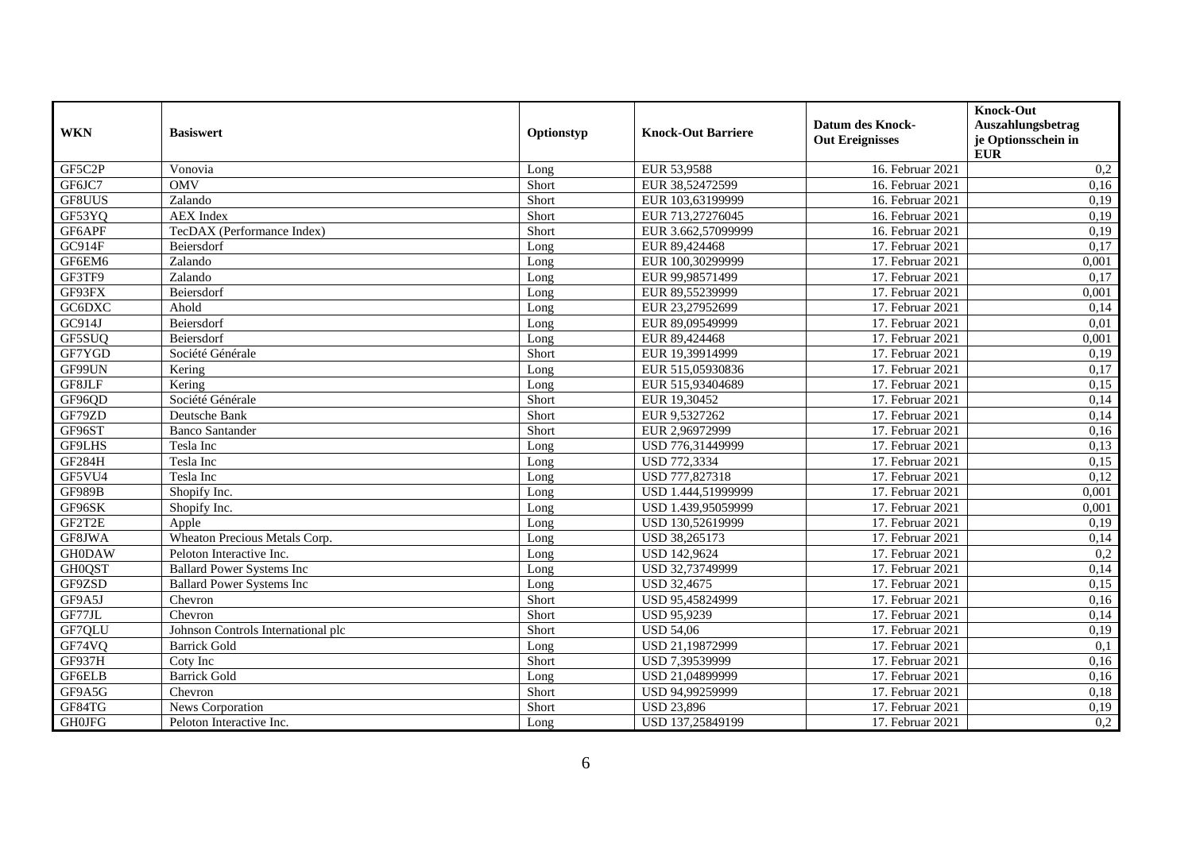| WKN | Basiswert | Optionstyp | Knock-Out Barriere | Datum des Knock-Out Ereignisses | Knock-Out Auszahlungsbetrag je Optionsschein in EUR |
|---|---|---|---|---|---|
| GF5C2P | Vonovia | Long | EUR 53,9588 | 16. Februar 2021 | 0,2 |
| GF6JC7 | OMV | Short | EUR 38,52472599 | 16. Februar 2021 | 0,16 |
| GF8UUS | Zalando | Short | EUR 103,63199999 | 16. Februar 2021 | 0,19 |
| GF53YQ | AEX Index | Short | EUR 713,27276045 | 16. Februar 2021 | 0,19 |
| GF6APF | TecDAX (Performance Index) | Short | EUR 3.662,57099999 | 16. Februar 2021 | 0,19 |
| GC914F | Beiersdorf | Long | EUR 89,424468 | 17. Februar 2021 | 0,17 |
| GF6EM6 | Zalando | Long | EUR 100,30299999 | 17. Februar 2021 | 0,001 |
| GF3TF9 | Zalando | Long | EUR 99,98571499 | 17. Februar 2021 | 0,17 |
| GF93FX | Beiersdorf | Long | EUR 89,55239999 | 17. Februar 2021 | 0,001 |
| GC6DXC | Ahold | Long | EUR 23,27952699 | 17. Februar 2021 | 0,14 |
| GC914J | Beiersdorf | Long | EUR 89,09549999 | 17. Februar 2021 | 0,01 |
| GF5SUQ | Beiersdorf | Long | EUR 89,424468 | 17. Februar 2021 | 0,001 |
| GF7YGD | Société Générale | Short | EUR 19,39914999 | 17. Februar 2021 | 0,19 |
| GF99UN | Kering | Long | EUR 515,05930836 | 17. Februar 2021 | 0,17 |
| GF8JLF | Kering | Long | EUR 515,93404689 | 17. Februar 2021 | 0,15 |
| GF96QD | Société Générale | Short | EUR 19,30452 | 17. Februar 2021 | 0,14 |
| GF79ZD | Deutsche Bank | Short | EUR 9,5327262 | 17. Februar 2021 | 0,14 |
| GF96ST | Banco Santander | Short | EUR 2,96972999 | 17. Februar 2021 | 0,16 |
| GF9LHS | Tesla Inc | Long | USD 776,31449999 | 17. Februar 2021 | 0,13 |
| GF284H | Tesla Inc | Long | USD 772,3334 | 17. Februar 2021 | 0,15 |
| GF5VU4 | Tesla Inc | Long | USD 777,827318 | 17. Februar 2021 | 0,12 |
| GF989B | Shopify Inc. | Long | USD 1.444,51999999 | 17. Februar 2021 | 0,001 |
| GF96SK | Shopify Inc. | Long | USD 1.439,95059999 | 17. Februar 2021 | 0,001 |
| GF2T2E | Apple | Long | USD 130,52619999 | 17. Februar 2021 | 0,19 |
| GF8JWA | Wheaton Precious Metals Corp. | Long | USD 38,265173 | 17. Februar 2021 | 0,14 |
| GH0DAW | Peloton Interactive Inc. | Long | USD 142,9624 | 17. Februar 2021 | 0,2 |
| GH0QST | Ballard Power Systems Inc | Long | USD 32,73749999 | 17. Februar 2021 | 0,14 |
| GF9ZSD | Ballard Power Systems Inc | Long | USD 32,4675 | 17. Februar 2021 | 0,15 |
| GF9A5J | Chevron | Short | USD 95,45824999 | 17. Februar 2021 | 0,16 |
| GF77JL | Chevron | Short | USD 95,9239 | 17. Februar 2021 | 0,14 |
| GF7QLU | Johnson Controls International plc | Short | USD 54,06 | 17. Februar 2021 | 0,19 |
| GF74VQ | Barrick Gold | Long | USD 21,19872999 | 17. Februar 2021 | 0,1 |
| GF937H | Coty Inc | Short | USD 7,39539999 | 17. Februar 2021 | 0,16 |
| GF6ELB | Barrick Gold | Long | USD 21,04899999 | 17. Februar 2021 | 0,16 |
| GF9A5G | Chevron | Short | USD 94,99259999 | 17. Februar 2021 | 0,18 |
| GF84TG | News Corporation | Short | USD 23,896 | 17. Februar 2021 | 0,19 |
| GH0JFG | Peloton Interactive Inc. | Long | USD 137,25849199 | 17. Februar 2021 | 0,2 |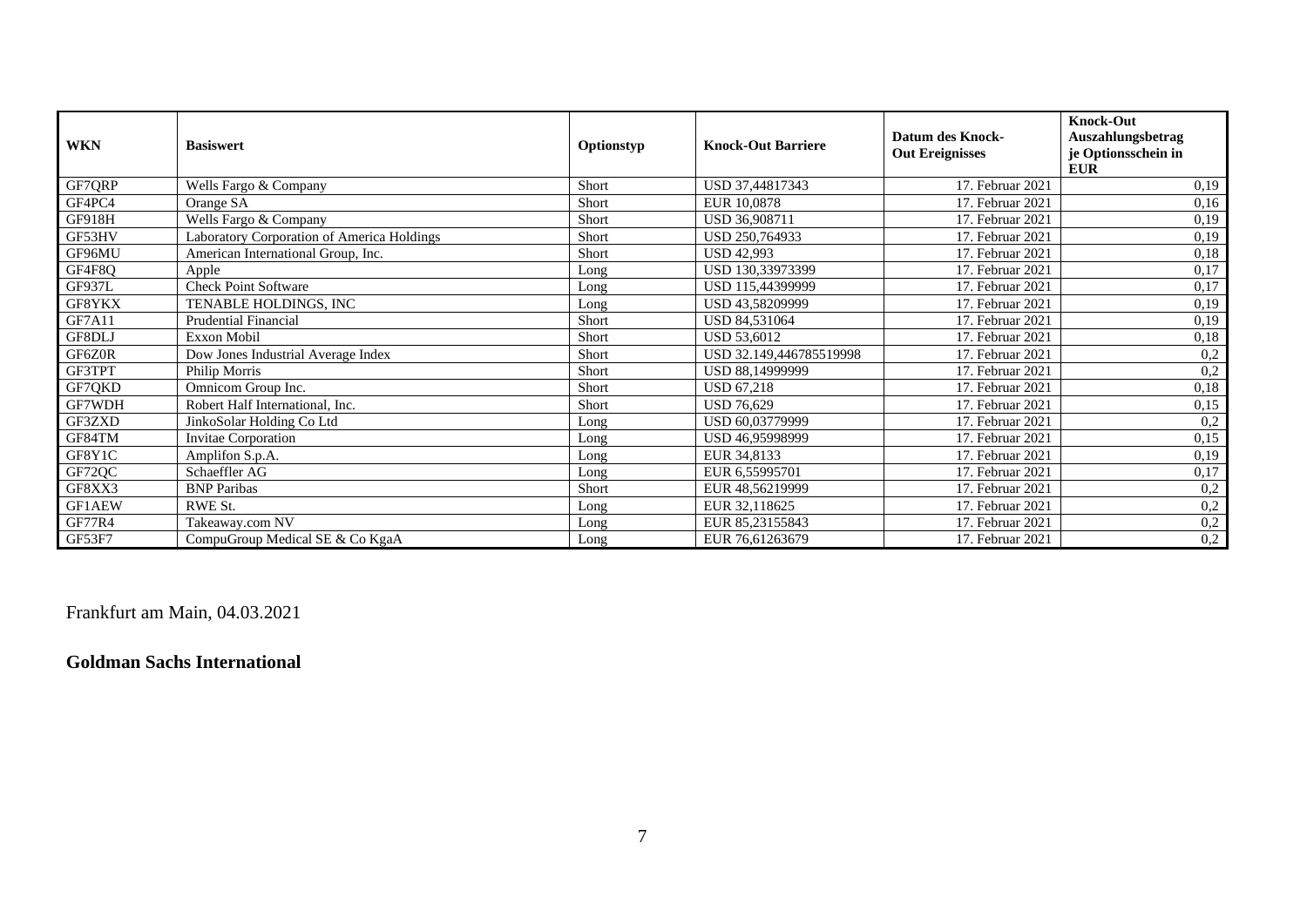| WKN | Basiswert | Optionstyp | Knock-Out Barriere | Datum des Knock-Out Ereignisses | Knock-Out Auszahlungsbetrag je Optionsschein in EUR |
| --- | --- | --- | --- | --- | --- |
| GF7QRP | Wells Fargo & Company | Short | USD 37,44817343 | 17. Februar 2021 | 0,19 |
| GF4PC4 | Orange SA | Short | EUR 10,0878 | 17. Februar 2021 | 0,16 |
| GF918H | Wells Fargo & Company | Short | USD 36,908711 | 17. Februar 2021 | 0,19 |
| GF53HV | Laboratory Corporation of America Holdings | Short | USD 250,764933 | 17. Februar 2021 | 0,19 |
| GF96MU | American International Group, Inc. | Short | USD 42,993 | 17. Februar 2021 | 0,18 |
| GF4F8Q | Apple | Long | USD 130,33973399 | 17. Februar 2021 | 0,17 |
| GF937L | Check Point Software | Long | USD 115,44399999 | 17. Februar 2021 | 0,17 |
| GF8YKX | TENABLE HOLDINGS, INC | Long | USD 43,58209999 | 17. Februar 2021 | 0,19 |
| GF7A11 | Prudential Financial | Short | USD 84,531064 | 17. Februar 2021 | 0,19 |
| GF8DLJ | Exxon Mobil | Short | USD 53,6012 | 17. Februar 2021 | 0,18 |
| GF6Z0R | Dow Jones Industrial Average Index | Short | USD 32.149,446785519998 | 17. Februar 2021 | 0,2 |
| GF3TPT | Philip Morris | Short | USD 88,14999999 | 17. Februar 2021 | 0,2 |
| GF7QKD | Omnicom Group Inc. | Short | USD 67,218 | 17. Februar 2021 | 0,18 |
| GF7WDH | Robert Half International, Inc. | Short | USD 76,629 | 17. Februar 2021 | 0,15 |
| GF3ZXD | JinkoSolar Holding Co Ltd | Long | USD 60,03779999 | 17. Februar 2021 | 0,2 |
| GF84TM | Invitae Corporation | Long | USD 46,95998999 | 17. Februar 2021 | 0,15 |
| GF8Y1C | Amplifon S.p.A. | Long | EUR 34,8133 | 17. Februar 2021 | 0,19 |
| GF72QC | Schaeffler AG | Long | EUR 6,55995701 | 17. Februar 2021 | 0,17 |
| GF8XX3 | BNP Paribas | Short | EUR 48,56219999 | 17. Februar 2021 | 0,2 |
| GF1AEW | RWE St. | Long | EUR 32,118625 | 17. Februar 2021 | 0,2 |
| GF77R4 | Takeaway.com NV | Long | EUR 85,23155843 | 17. Februar 2021 | 0,2 |
| GF53F7 | CompuGroup Medical SE & Co KgaA | Long | EUR 76,61263679 | 17. Februar 2021 | 0,2 |

Frankfurt am Main, 04.03.2021

**Goldman Sachs International**